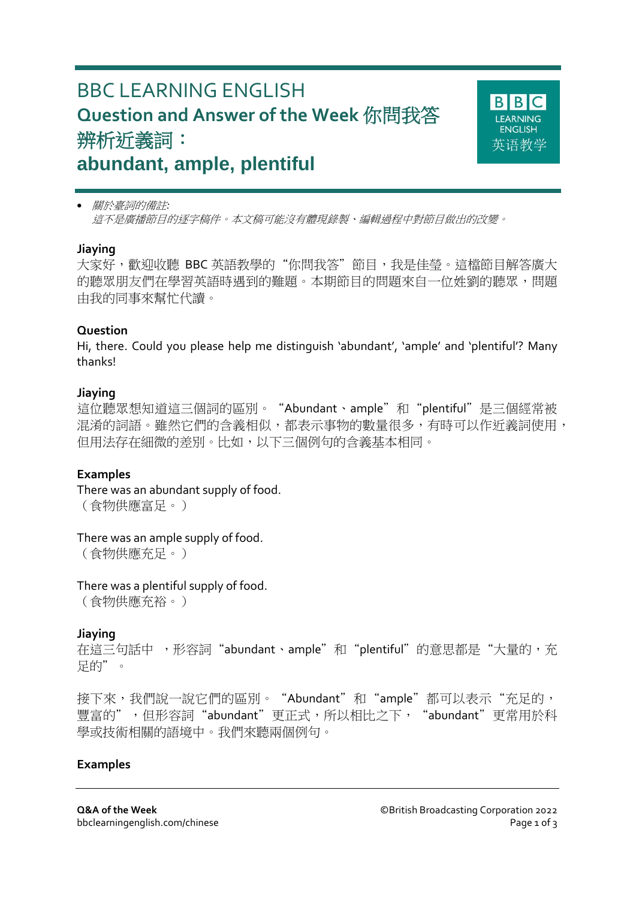# BBC LEARNING ENGLISH

## Question and Answer of the Week 你問我答

## 辨析近義詞：

## abundant, ample, plentiful

- *關於臺詞的備註:*
  *這不是廣播節目的逐字稿件。本文稿可能沒有體現錄製、編輯過程中對節目做出的改變。*

**Jiaying**

大家好，歡迎收聽 BBC 英語教學的“你問我答”節目，我是佳瑩。這檔節目解答廣大的聽眾朋友們在學習英語時遇到的難題。本期節目的問題來自一位姓劉的聽眾，問題由我的同事來幫忙代讀。

**Question**

Hi, there. Could you please help me distinguish 'abundant', 'ample' and 'plentiful'? Many thanks!

**Jiaying**

這位聽眾想知道這三個詞的區別。“Abundant、ample”和“plentiful”是三個經常被混淆的詞語。雖然它們的含義相似，都表示事物的數量很多，有時可以作近義詞使用，但用法存在細微的差別。比如，以下三個例句的含義基本相同。

**Examples**

There was an abundant supply of food.
（食物供應富足。）

There was an ample supply of food.
（食物供應充足。）

There was a plentiful supply of food.
（食物供應充裕。）

**Jiaying**

在這三句話中 ，形容詞“abundant、ample”和“plentiful”的意思都是“大量的，充足的”。

接下來，我們說一說它們的區別。“Abundant”和“ample”都可以表示“充足的，豐富的”，但形容詞“abundant”更正式，所以相比之下，“abundant”更常用於科學或技術相關的語境中。我們來聽兩個例句。

**Examples**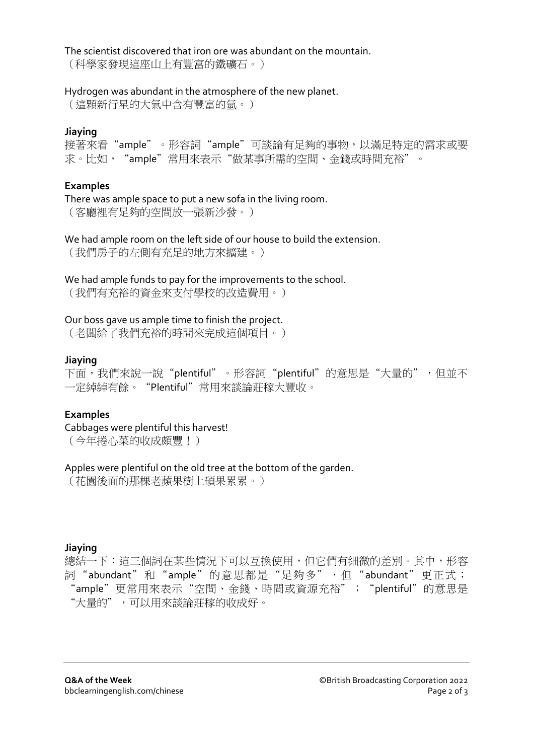The scientist discovered that iron ore was abundant on the mountain.
（科學家發現這座山上有豐富的鐵礦石。）

Hydrogen was abundant in the atmosphere of the new planet.
（這顆新行星的大氣中含有豐富的氫。）

**Jiaying**

接著來看“ample”。形容詞“ample”可談論有足夠的事物，以滿足特定的需求或要求。比如，“ample”常用來表示“做某事所需的空間、金錢或時間充裕”。

**Examples**

There was ample space to put a new sofa in the living room.
（客廳裡有足夠的空間放一張新沙發。）

We had ample room on the left side of our house to build the extension.
（我們房子的左側有充足的地方來擴建。）

We had ample funds to pay for the improvements to the school.
（我們有充裕的資金來支付學校的改造費用。）

Our boss gave us ample time to finish the project.
（老闆給了我們充裕的時間來完成這個項目。）

**Jiaying**

下面，我們來說一說“plentiful”。形容詞“plentiful”的意思是“大量的”，但並不一定綽綽有餘。“Plentiful”常用來談論莊稼大豐收。

**Examples**

Cabbages were plentiful this harvest!
（今年捲心菜的收成頗豐！）

Apples were plentiful on the old tree at the bottom of the garden.
（花園後面的那棵老蘋果樹上碩果累累。）

**Jiaying**

總結一下：這三個詞在某些情況下可以互換使用，但它們有細微的差別。其中，形容詞“abundant”和“ample”的意思都是“足夠多”，但“abundant”更正式；“ample”更常用來表示“空間、金錢、時間或資源充裕”；“plentiful”的意思是“大量的”，可以用來談論莊稼的收成好。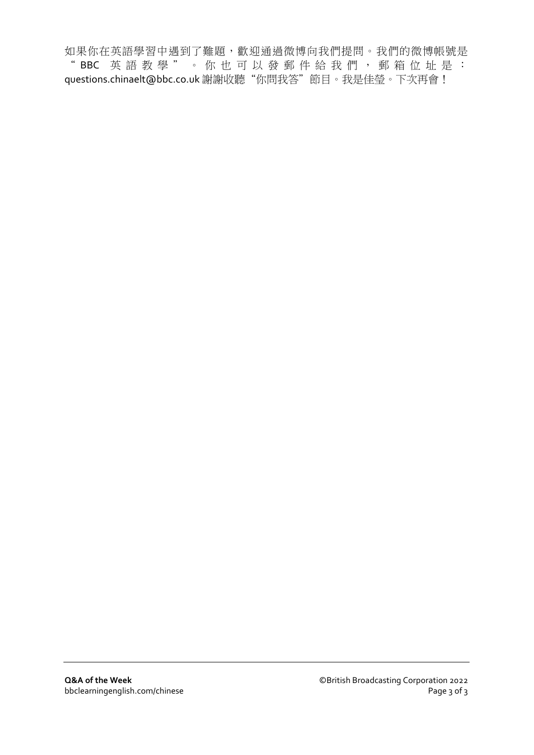如果你在英語學習中遇到了難題，歡迎通過微博向我們提問。我們的微博帳號是"BBC 英語教學"。你也可以發郵件給我們，郵箱位址是：questions.chinaelt@bbc.co.uk 謝謝收聽"你問我答"節目。我是佳瑩。下次再會！